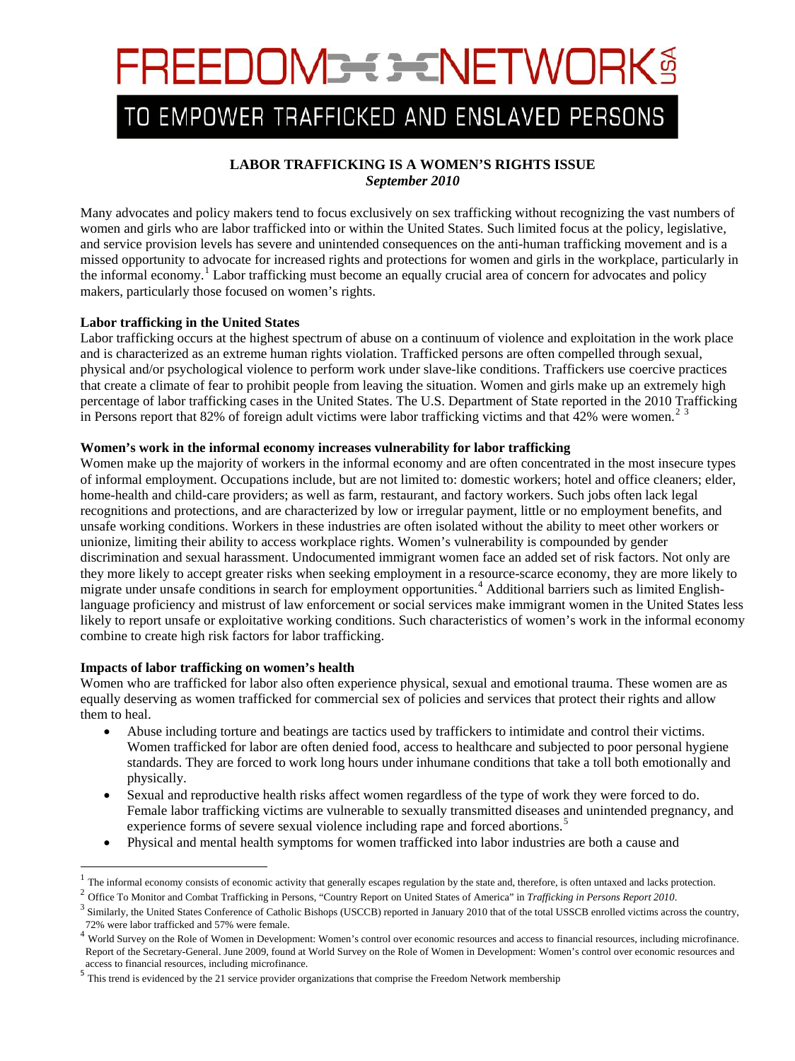# FREEDOM NETWORK USA

## TO EMPOWER TRAFFICKED AND ENSLAVED PERSONS

### LABOR TRAFFICKING IS A WOMEN'S RIGHTS ISSUE

*September 2010*

Many advocates and policy makers tend to focus exclusively on sex trafficking without recognizing the vast numbers of women and girls who are labor trafficked into or within the United States. Such limited focus at the policy, legislative, and service provision levels has severe and unintended consequences on the anti-human trafficking movement and is a missed opportunity to advocate for increased rights and protections for women and girls in the workplace, particularly in the informal economy.[1] Labor trafficking must become an equally crucial area of concern for advocates and policy makers, particularly those focused on women's rights.

**Labor trafficking in the United States**

Labor trafficking occurs at the highest spectrum of abuse on a continuum of violence and exploitation in the work place and is characterized as an extreme human rights violation. Trafficked persons are often compelled through sexual, physical and/or psychological violence to perform work under slave-like conditions. Traffickers use coercive practices that create a climate of fear to prohibit people from leaving the situation. Women and girls make up an extremely high percentage of labor trafficking cases in the United States. The U.S. Department of State reported in the 2010 Trafficking in Persons report that 82% of foreign adult victims were labor trafficking victims and that 42% were women.[2] [3]

**Women's work in the informal economy increases vulnerability for labor trafficking**

Women make up the majority of workers in the informal economy and are often concentrated in the most insecure types of informal employment. Occupations include, but are not limited to: domestic workers; hotel and office cleaners; elder, home-health and child-care providers; as well as farm, restaurant, and factory workers. Such jobs often lack legal recognitions and protections, and are characterized by low or irregular payment, little or no employment benefits, and unsafe working conditions. Workers in these industries are often isolated without the ability to meet other workers or unionize, limiting their ability to access workplace rights. Women's vulnerability is compounded by gender discrimination and sexual harassment. Undocumented immigrant women face an added set of risk factors. Not only are they more likely to accept greater risks when seeking employment in a resource-scarce economy, they are more likely to migrate under unsafe conditions in search for employment opportunities.[4] Additional barriers such as limited English-language proficiency and mistrust of law enforcement or social services make immigrant women in the United States less likely to report unsafe or exploitative working conditions. Such characteristics of women's work in the informal economy combine to create high risk factors for labor trafficking.

**Impacts of labor trafficking on women's health**

Women who are trafficked for labor also often experience physical, sexual and emotional trauma. These women are as equally deserving as women trafficked for commercial sex of policies and services that protect their rights and allow them to heal.

- Abuse including torture and beatings are tactics used by traffickers to intimidate and control their victims. Women trafficked for labor are often denied food, access to healthcare and subjected to poor personal hygiene standards. They are forced to work long hours under inhumane conditions that take a toll both emotionally and physically.
- Sexual and reproductive health risks affect women regardless of the type of work they were forced to do. Female labor trafficking victims are vulnerable to sexually transmitted diseases and unintended pregnancy, and experience forms of severe sexual violence including rape and forced abortions.[5]
- Physical and mental health symptoms for women trafficked into labor industries are both a cause and

---

[1] The informal economy consists of economic activity that generally escapes regulation by the state and, therefore, is often untaxed and lacks protection.

[2] Office To Monitor and Combat Trafficking in Persons, "Country Report on United States of America" in *Trafficking in Persons Report 2010*.

[3] Similarly, the United States Conference of Catholic Bishops (USCCB) reported in January 2010 that of the total USCCB enrolled victims across the country, 72% were labor trafficked and 57% were female.

[4] World Survey on the Role of Women in Development: Women's control over economic resources and access to financial resources, including microfinance. Report of the Secretary-General. June 2009, found at World Survey on the Role of Women in Development: Women's control over economic resources and access to financial resources, including microfinance.

[5] This trend is evidenced by the 21 service provider organizations that comprise the Freedom Network membership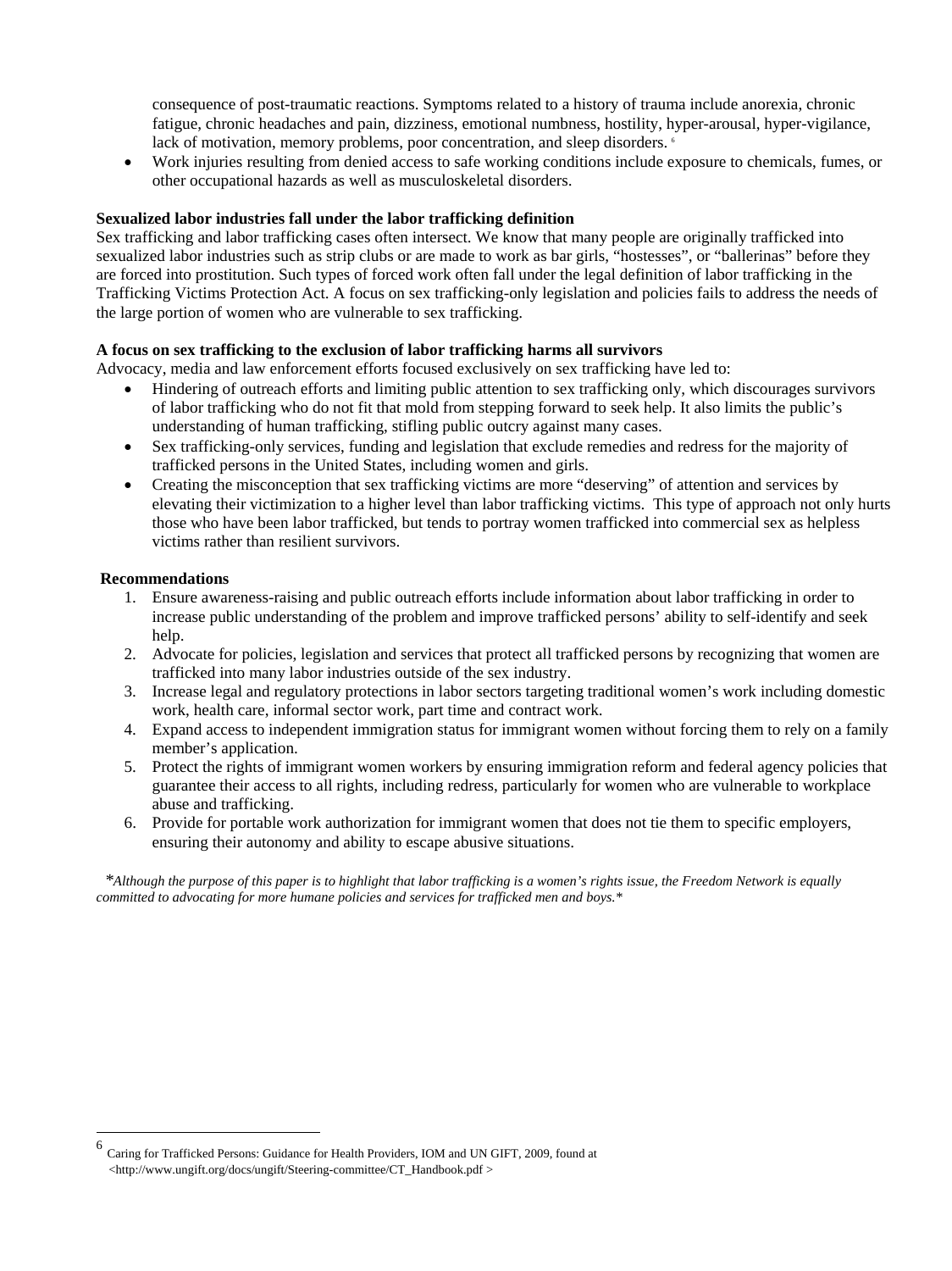consequence of post-traumatic reactions. Symptoms related to a history of trauma include anorexia, chronic fatigue, chronic headaches and pain, dizziness, emotional numbness, hostility, hyper-arousal, hyper-vigilance, lack of motivation, memory problems, poor concentration, and sleep disorders. [6]

- Work injuries resulting from denied access to safe working conditions include exposure to chemicals, fumes, or other occupational hazards as well as musculoskeletal disorders.

**Sexualized labor industries fall under the labor trafficking definition**

Sex trafficking and labor trafficking cases often intersect. We know that many people are originally trafficked into sexualized labor industries such as strip clubs or are made to work as bar girls, "hostesses", or "ballerinas" before they are forced into prostitution. Such types of forced work often fall under the legal definition of labor trafficking in the Trafficking Victims Protection Act. A focus on sex trafficking-only legislation and policies fails to address the needs of the large portion of women who are vulnerable to sex trafficking.

**A focus on sex trafficking to the exclusion of labor trafficking harms all survivors**

Advocacy, media and law enforcement efforts focused exclusively on sex trafficking have led to:

- Hindering of outreach efforts and limiting public attention to sex trafficking only, which discourages survivors of labor trafficking who do not fit that mold from stepping forward to seek help. It also limits the public's understanding of human trafficking, stifling public outcry against many cases.
- Sex trafficking-only services, funding and legislation that exclude remedies and redress for the majority of trafficked persons in the United States, including women and girls.
- Creating the misconception that sex trafficking victims are more "deserving" of attention and services by elevating their victimization to a higher level than labor trafficking victims. This type of approach not only hurts those who have been labor trafficked, but tends to portray women trafficked into commercial sex as helpless victims rather than resilient survivors.

**Recommendations**

1. Ensure awareness-raising and public outreach efforts include information about labor trafficking in order to increase public understanding of the problem and improve trafficked persons' ability to self-identify and seek help.
2. Advocate for policies, legislation and services that protect all trafficked persons by recognizing that women are trafficked into many labor industries outside of the sex industry.
3. Increase legal and regulatory protections in labor sectors targeting traditional women's work including domestic work, health care, informal sector work, part time and contract work.
4. Expand access to independent immigration status for immigrant women without forcing them to rely on a family member's application.
5. Protect the rights of immigrant women workers by ensuring immigration reform and federal agency policies that guarantee their access to all rights, including redress, particularly for women who are vulnerable to workplace abuse and trafficking.
6. Provide for portable work authorization for immigrant women that does not tie them to specific employers, ensuring their autonomy and ability to escape abusive situations.

*\*Although the purpose of this paper is to highlight that labor trafficking is a women's rights issue, the Freedom Network is equally committed to advocating for more humane policies and services for trafficked men and boys.\**

[6] Caring for Trafficked Persons: Guidance for Health Providers, IOM and UN GIFT, 2009, found at <http://www.ungift.org/docs/ungift/Steering-committee/CT_Handbook.pdf >